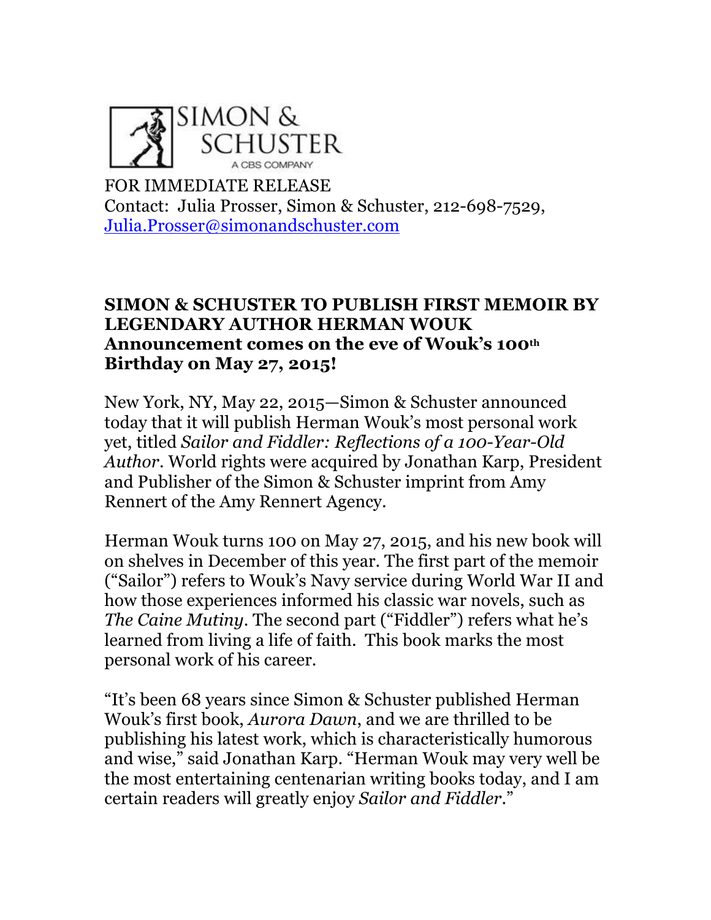SIMON & SCHUSTER
A CBS COMPANY

FOR IMMEDIATE RELEASE
Contact: Julia Prosser, Simon & Schuster, 212-698-7529, Julia.Prosser@simonandschuster.com

**SIMON & SCHUSTER TO PUBLISH FIRST MEMOIR BY LEGENDARY AUTHOR HERMAN WOUK**
**Announcement comes on the eve of Wouk's 100th Birthday on May 27, 2015!**

New York, NY, May 22, 2015—Simon & Schuster announced today that it will publish Herman Wouk's most personal work yet, titled *Sailor and Fiddler: Reflections of a 100-Year-Old Author*. World rights were acquired by Jonathan Karp, President and Publisher of the Simon & Schuster imprint from Amy Rennert of the Amy Rennert Agency.

Herman Wouk turns 100 on May 27, 2015, and his new book will on shelves in December of this year. The first part of the memoir ("Sailor") refers to Wouk's Navy service during World War II and how those experiences informed his classic war novels, such as *The Caine Mutiny*. The second part ("Fiddler") refers what he's learned from living a life of faith. This book marks the most personal work of his career.

"It's been 68 years since Simon & Schuster published Herman Wouk's first book, *Aurora Dawn*, and we are thrilled to be publishing his latest work, which is characteristically humorous and wise," said Jonathan Karp. "Herman Wouk may very well be the most entertaining centenarian writing books today, and I am certain readers will greatly enjoy *Sailor and Fiddler*."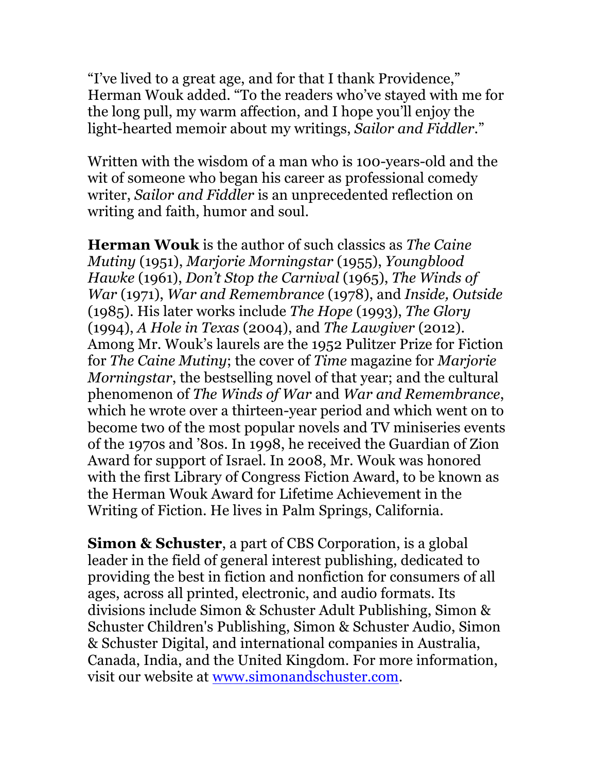"I've lived to a great age, and for that I thank Providence," Herman Wouk added. "To the readers who've stayed with me for the long pull, my warm affection, and I hope you'll enjoy the light-hearted memoir about my writings, *Sailor and Fiddler*."

Written with the wisdom of a man who is 100-years-old and the wit of someone who began his career as professional comedy writer, *Sailor and Fiddler* is an unprecedented reflection on writing and faith, humor and soul.

**Herman Wouk** is the author of such classics as *The Caine Mutiny* (1951), *Marjorie Morningstar* (1955), *Youngblood Hawke* (1961), *Don't Stop the Carnival* (1965), *The Winds of War* (1971), *War and Remembrance* (1978), and *Inside, Outside* (1985). His later works include *The Hope* (1993), *The Glory* (1994), *A Hole in Texas* (2004), and *The Lawgiver* (2012). Among Mr. Wouk's laurels are the 1952 Pulitzer Prize for Fiction for *The Caine Mutiny*; the cover of *Time* magazine for *Marjorie Morningstar*, the bestselling novel of that year; and the cultural phenomenon of *The Winds of War* and *War and Remembrance*, which he wrote over a thirteen-year period and which went on to become two of the most popular novels and TV miniseries events of the 1970s and '80s. In 1998, he received the Guardian of Zion Award for support of Israel. In 2008, Mr. Wouk was honored with the first Library of Congress Fiction Award, to be known as the Herman Wouk Award for Lifetime Achievement in the Writing of Fiction. He lives in Palm Springs, California.

**Simon & Schuster**, a part of CBS Corporation, is a global leader in the field of general interest publishing, dedicated to providing the best in fiction and nonfiction for consumers of all ages, across all printed, electronic, and audio formats. Its divisions include Simon & Schuster Adult Publishing, Simon & Schuster Children's Publishing, Simon & Schuster Audio, Simon & Schuster Digital, and international companies in Australia, Canada, India, and the United Kingdom. For more information, visit our website at [www.simonandschuster.com](http://www.simonandschuster.com).